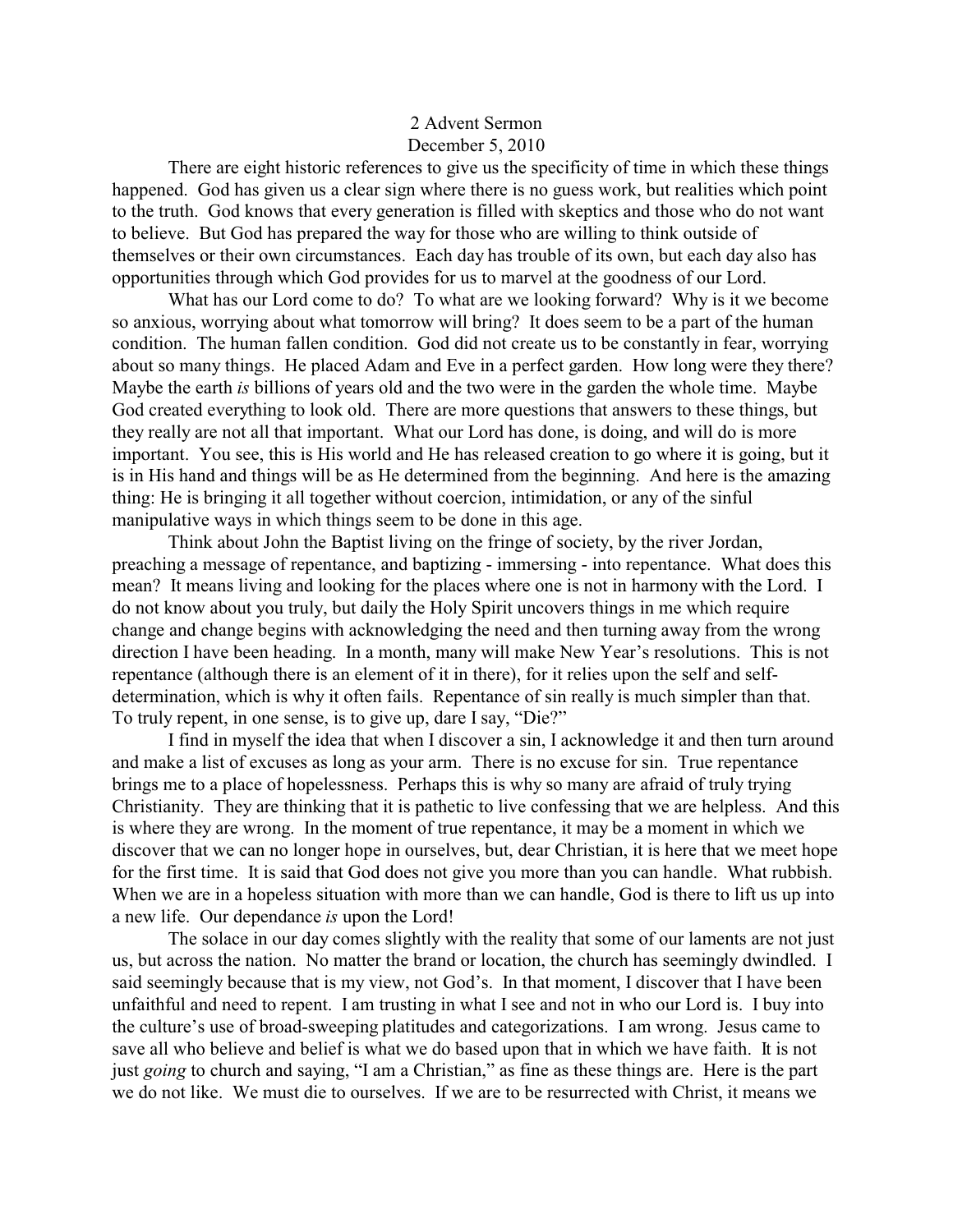# 2 Advent Sermon

December 5, 2010

There are eight historic references to give us the specificity of time in which these things happened. God has given us a clear sign where there is no guess work, but realities which point to the truth. God knows that every generation is filled with skeptics and those who do not want to believe. But God has prepared the way for those who are willing to think outside of themselves or their own circumstances. Each day has trouble of its own, but each day also has opportunities through which God provides for us to marvel at the goodness of our Lord.

What has our Lord come to do? To what are we looking forward? Why is it we become so anxious, worrying about what tomorrow will bring? It does seem to be a part of the human condition. The human fallen condition. God did not create us to be constantly in fear, worrying about so many things. He placed Adam and Eve in a perfect garden. How long were they there? Maybe the earth *is* billions of years old and the two were in the garden the whole time. Maybe God created everything to look old. There are more questions that answers to these things, but they really are not all that important. What our Lord has done, is doing, and will do is more important. You see, this is His world and He has released creation to go where it is going, but it is in His hand and things will be as He determined from the beginning. And here is the amazing thing: He is bringing it all together without coercion, intimidation, or any of the sinful manipulative ways in which things seem to be done in this age.

Think about John the Baptist living on the fringe of society, by the river Jordan, preaching a message of repentance, and baptizing - immersing - into repentance. What does this mean? It means living and looking for the places where one is not in harmony with the Lord. I do not know about you truly, but daily the Holy Spirit uncovers things in me which require change and change begins with acknowledging the need and then turning away from the wrong direction I have been heading. In a month, many will make New Year's resolutions. This is not repentance (although there is an element of it in there), for it relies upon the self and self-determination, which is why it often fails. Repentance of sin really is much simpler than that. To truly repent, in one sense, is to give up, dare I say, "Die?"

I find in myself the idea that when I discover a sin, I acknowledge it and then turn around and make a list of excuses as long as your arm. There is no excuse for sin. True repentance brings me to a place of hopelessness. Perhaps this is why so many are afraid of truly trying Christianity. They are thinking that it is pathetic to live confessing that we are helpless. And this is where they are wrong. In the moment of true repentance, it may be a moment in which we discover that we can no longer hope in ourselves, but, dear Christian, it is here that we meet hope for the first time. It is said that God does not give you more than you can handle. What rubbish. When we are in a hopeless situation with more than we can handle, God is there to lift us up into a new life. Our dependance *is* upon the Lord!

The solace in our day comes slightly with the reality that some of our laments are not just us, but across the nation. No matter the brand or location, the church has seemingly dwindled. I said seemingly because that is my view, not God's. In that moment, I discover that I have been unfaithful and need to repent. I am trusting in what I see and not in who our Lord is. I buy into the culture's use of broad-sweeping platitudes and categorizations. I am wrong. Jesus came to save all who believe and belief is what we do based upon that in which we have faith. It is not just *going* to church and saying, "I am a Christian," as fine as these things are. Here is the part we do not like. We must die to ourselves. If we are to be resurrected with Christ, it means we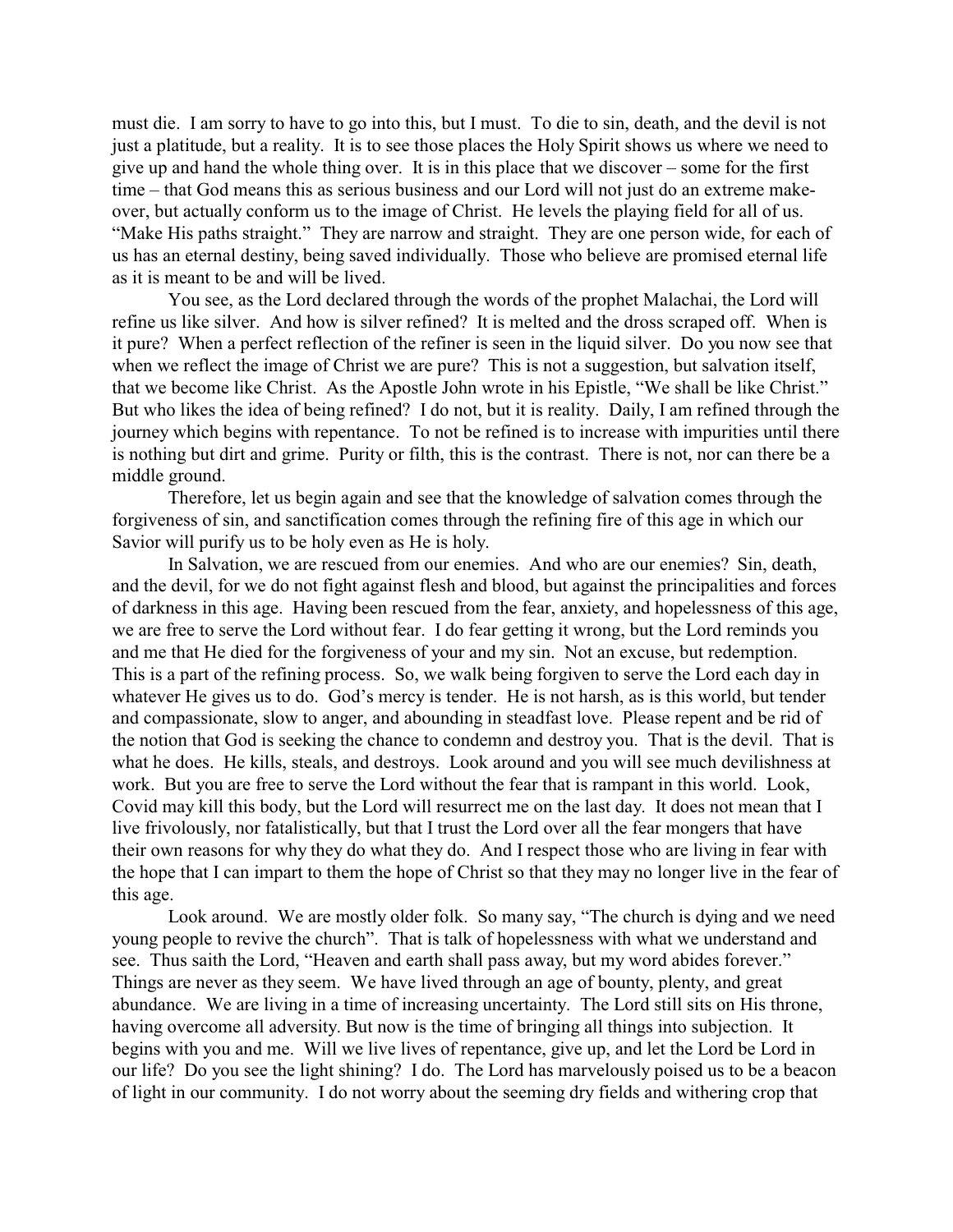must die. I am sorry to have to go into this, but I must. To die to sin, death, and the devil is not just a platitude, but a reality. It is to see those places the Holy Spirit shows us where we need to give up and hand the whole thing over. It is in this place that we discover – some for the first time – that God means this as serious business and our Lord will not just do an extreme make-over, but actually conform us to the image of Christ. He levels the playing field for all of us. "Make His paths straight." They are narrow and straight. They are one person wide, for each of us has an eternal destiny, being saved individually. Those who believe are promised eternal life as it is meant to be and will be lived.

You see, as the Lord declared through the words of the prophet Malachai, the Lord will refine us like silver. And how is silver refined? It is melted and the dross scraped off. When is it pure? When a perfect reflection of the refiner is seen in the liquid silver. Do you now see that when we reflect the image of Christ we are pure? This is not a suggestion, but salvation itself, that we become like Christ. As the Apostle John wrote in his Epistle, "We shall be like Christ." But who likes the idea of being refined? I do not, but it is reality. Daily, I am refined through the journey which begins with repentance. To not be refined is to increase with impurities until there is nothing but dirt and grime. Purity or filth, this is the contrast. There is not, nor can there be a middle ground.

Therefore, let us begin again and see that the knowledge of salvation comes through the forgiveness of sin, and sanctification comes through the refining fire of this age in which our Savior will purify us to be holy even as He is holy.

In Salvation, we are rescued from our enemies. And who are our enemies? Sin, death, and the devil, for we do not fight against flesh and blood, but against the principalities and forces of darkness in this age. Having been rescued from the fear, anxiety, and hopelessness of this age, we are free to serve the Lord without fear. I do fear getting it wrong, but the Lord reminds you and me that He died for the forgiveness of your and my sin. Not an excuse, but redemption. This is a part of the refining process. So, we walk being forgiven to serve the Lord each day in whatever He gives us to do. God's mercy is tender. He is not harsh, as is this world, but tender and compassionate, slow to anger, and abounding in steadfast love. Please repent and be rid of the notion that God is seeking the chance to condemn and destroy you. That is the devil. That is what he does. He kills, steals, and destroys. Look around and you will see much devilishness at work. But you are free to serve the Lord without the fear that is rampant in this world. Look, Covid may kill this body, but the Lord will resurrect me on the last day. It does not mean that I live frivolously, nor fatalistically, but that I trust the Lord over all the fear mongers that have their own reasons for why they do what they do. And I respect those who are living in fear with the hope that I can impart to them the hope of Christ so that they may no longer live in the fear of this age.

Look around. We are mostly older folk. So many say, "The church is dying and we need young people to revive the church". That is talk of hopelessness with what we understand and see. Thus saith the Lord, "Heaven and earth shall pass away, but my word abides forever." Things are never as they seem. We have lived through an age of bounty, plenty, and great abundance. We are living in a time of increasing uncertainty. The Lord still sits on His throne, having overcome all adversity. But now is the time of bringing all things into subjection. It begins with you and me. Will we live lives of repentance, give up, and let the Lord be Lord in our life? Do you see the light shining? I do. The Lord has marvelously poised us to be a beacon of light in our community. I do not worry about the seeming dry fields and withering crop that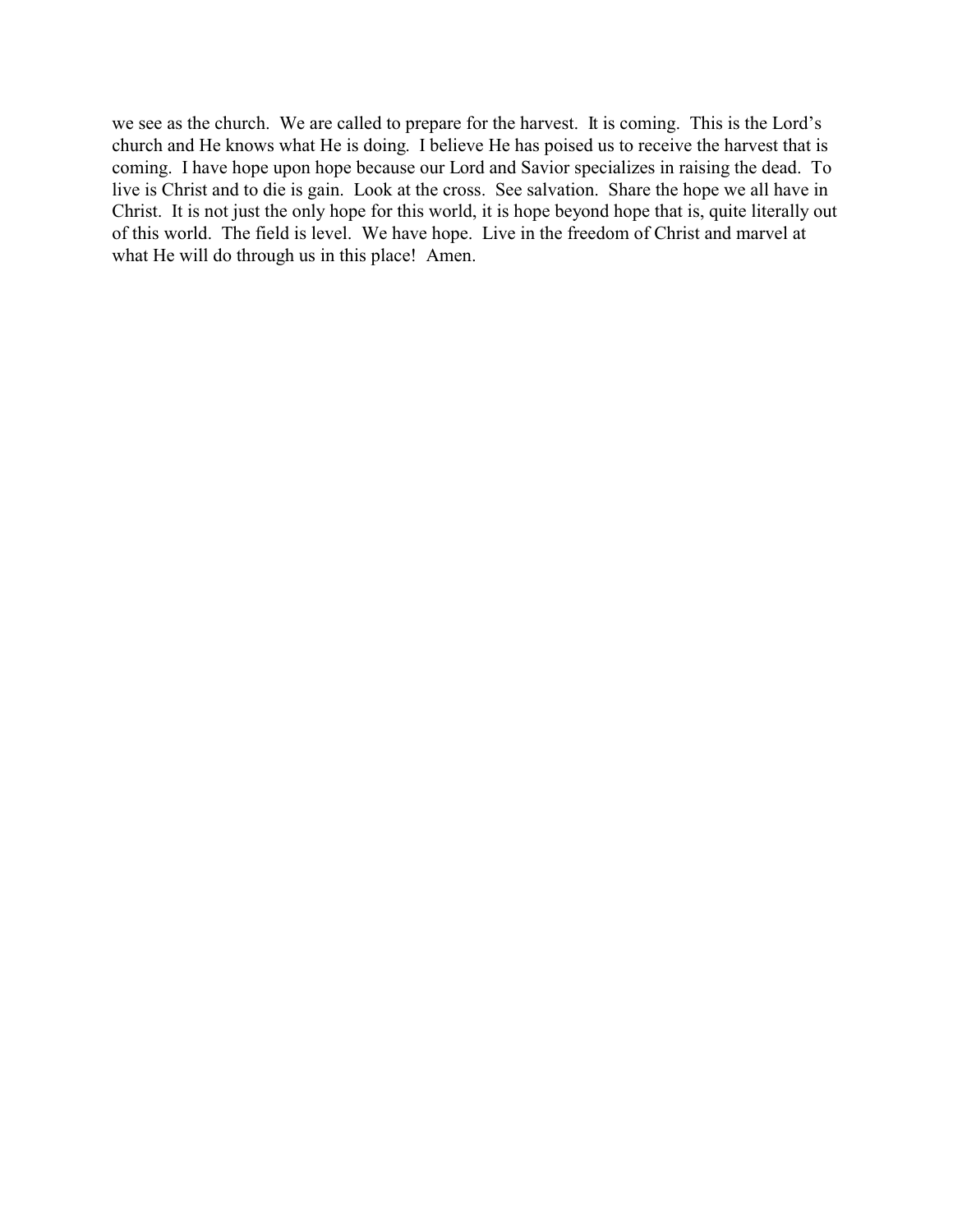we see as the church. We are called to prepare for the harvest. It is coming. This is the Lord's church and He knows what He is doing. I believe He has poised us to receive the harvest that is coming. I have hope upon hope because our Lord and Savior specializes in raising the dead. To live is Christ and to die is gain. Look at the cross. See salvation. Share the hope we all have in Christ. It is not just the only hope for this world, it is hope beyond hope that is, quite literally out of this world. The field is level. We have hope. Live in the freedom of Christ and marvel at what He will do through us in this place! Amen.